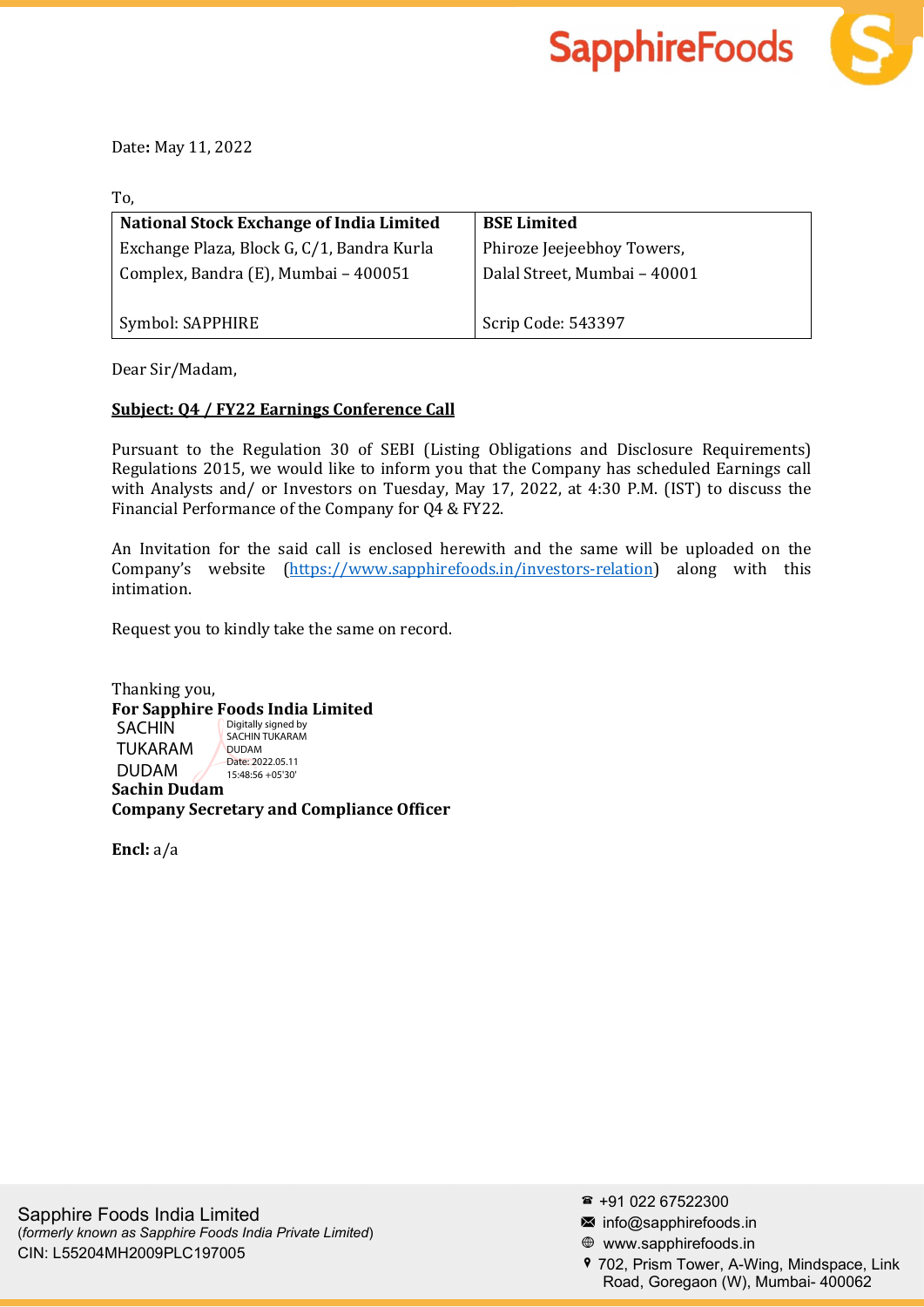Date: May 11, 2022

To,

| National Stock Exchange of India Limited | BSE Limited |
|---|---|
| Exchange Plaza, Block G, C/1, Bandra Kurla Complex, Bandra (E), Mumbai – 400051 | Phiroze Jeejeebhoy Towers, Dalal Street, Mumbai – 40001 |
| Symbol: SAPPHIRE | Scrip Code: 543397 |

Dear Sir/Madam,

**Subject: Q4 / FY22 Earnings Conference Call**

Pursuant to the Regulation 30 of SEBI (Listing Obligations and Disclosure Requirements) Regulations 2015, we would like to inform you that the Company has scheduled Earnings call with Analysts and/ or Investors on Tuesday, May 17, 2022, at 4:30 P.M. (IST) to discuss the Financial Performance of the Company for Q4 & FY22.

An Invitation for the said call is enclosed herewith and the same will be uploaded on the Company's website (https://www.sapphirefoods.in/investors-relation) along with this intimation.

Request you to kindly take the same on record.

Thanking you,
**For Sapphire Foods India Limited**

SACHIN TUKARAM DUDAM
Digitally signed by SACHIN TUKARAM DUDAM
Date: 2022.05.11 15:48:56 +05'30'

**Sachin Dudam**
**Company Secretary and Compliance Officer**

**Encl:** a/a

Sapphire Foods India Limited
(*formerly known as Sapphire Foods India Private Limited*)
CIN: L55204MH2009PLC197005

+91 022 67522300
info@sapphirefoods.in
www.sapphirefoods.in
702, Prism Tower, A-Wing, Mindspace, Link Road, Goregaon (W), Mumbai- 400062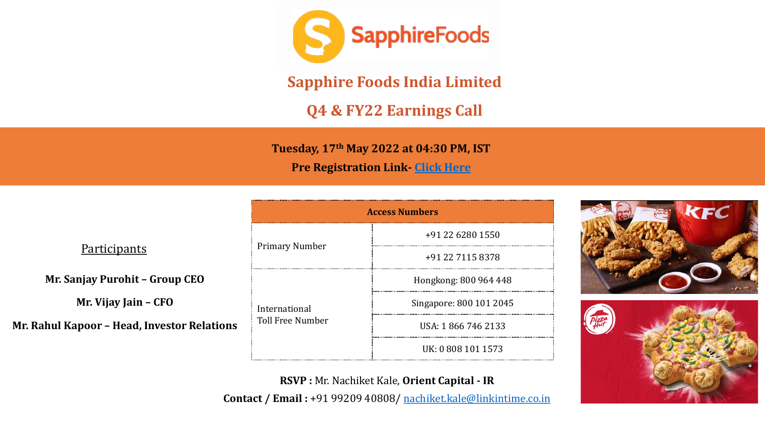# Sapphire Foods India Limited

## Q4 & FY22 Earnings Call

**Tuesday, 17th May 2022 at 04:30 PM, IST**

**Pre Registration Link- Click Here**

Participants

**Mr. Sanjay Purohit – Group CEO**

**Mr. Vijay Jain – CFO**

**Mr. Rahul Kapoor – Head, Investor Relations**

| Access Numbers | |
|---|---|
| Primary Number | +91 22 6280 1550 |
| | +91 22 7115 8378 |
| International Toll Free Number | Hongkong: 800 964 448 |
| | Singapore: 800 101 2045 |
| | USA: 1 866 746 2133 |
| | UK: 0 808 101 1573 |

**RSVP :** Mr. Nachiket Kale, **Orient Capital - IR**

**Contact / Email :** +91 99209 40808/ nachiket.kale@linkintime.co.in